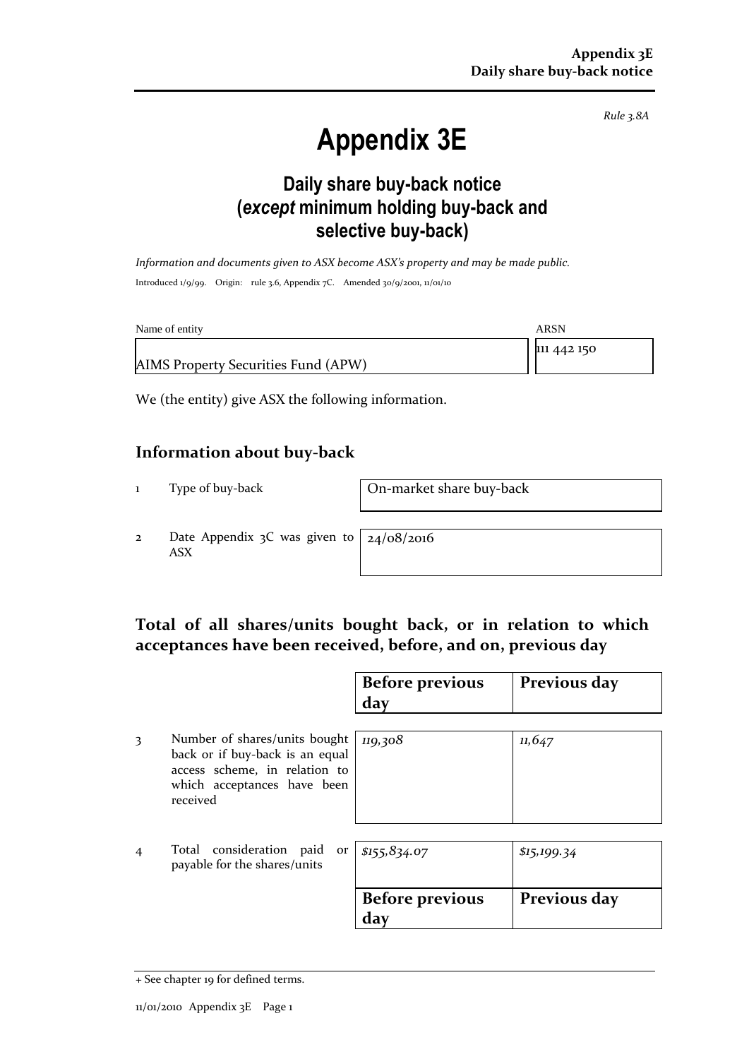*Rule 3.8A*

# Appendix 3E

## Daily share buy-back notice (*except* minimum holding buy-back and selective buy-back)

*Information and documents given to ASX become ASX's property and may be made public.*

Introduced 1/9/99. Origin: rule 3.6, Appendix 7C. Amended 30/9/2001, 11/01/10

| Name of entity | ARSN |
|---|---|
| AIMS Property Securities Fund (APW) | 111 442 150 |

We (the entity) give ASX the following information.

## Information about buy-back

| | | |
|---|---|---|
| 1 | Type of buy-back | On-market share buy-back |
| 2 | Date Appendix 3C was given to ASX | 24/08/2016 |

## Total of all shares/units bought back, or in relation to which acceptances have been received, before, and on, previous day

| | | Before previous day | Previous day |
|---|---|---|---|
| 3 | Number of shares/units bought back or if buy-back is an equal access scheme, in relation to which acceptances have been received | *119,308* | *11,647* |
| 4 | Total consideration paid or payable for the shares/units | *$155,834.07* | *$15,199.34* |
| | | **Before previous day** | **Previous day** |

+ See chapter 19 for defined terms.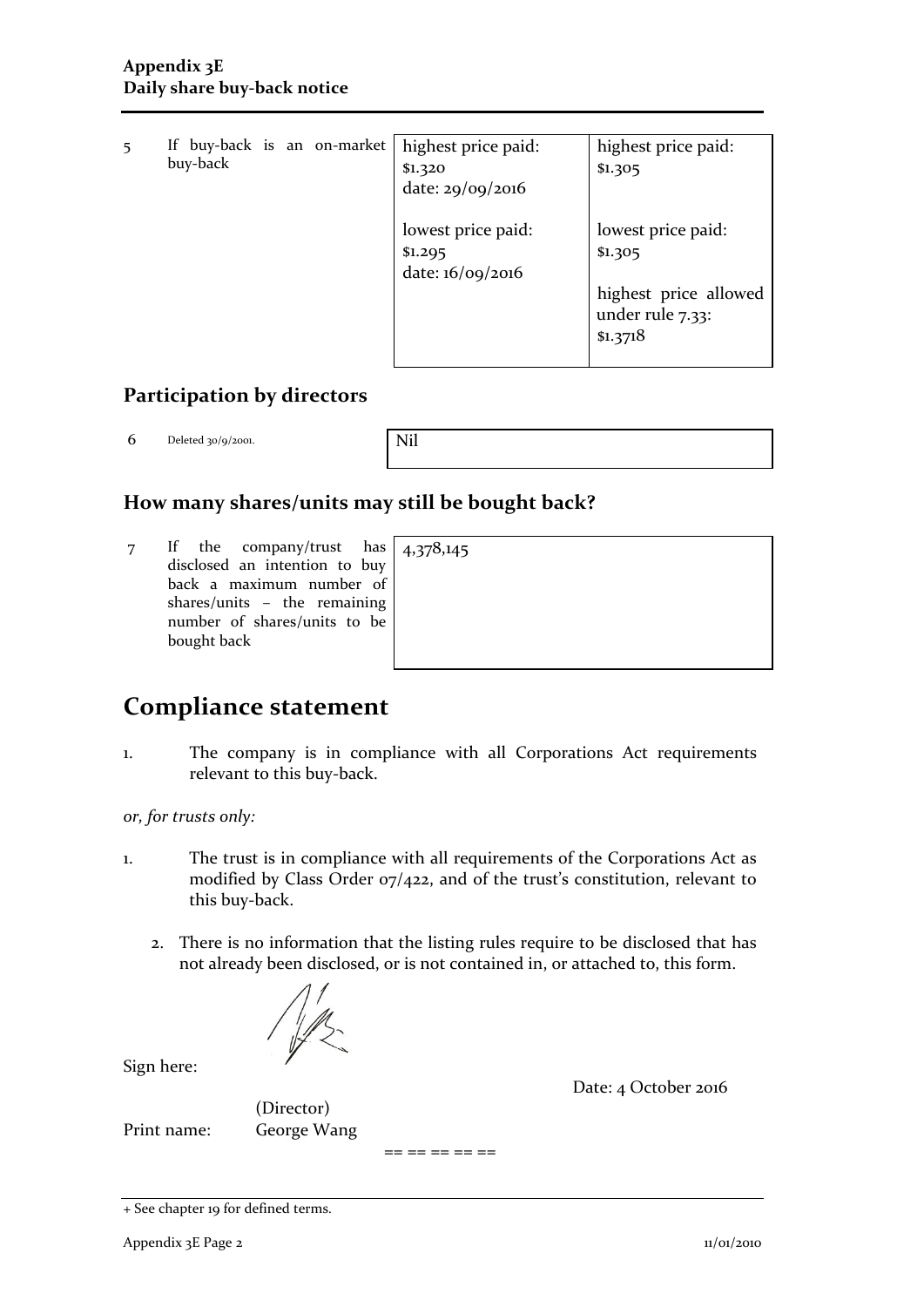| | | | |
|---|---|---|---|
| 5 | If buy-back is an on-market buy-back | highest price paid: $1.320<br>date: 29/09/2016<br><br>lowest price paid: $1.295<br>date: 16/09/2016 | highest price paid: $1.305<br><br>lowest price paid: $1.305<br><br>highest price allowed under rule 7.33: $1.3718 |

## Participation by directors

| | | |
|---|---|---|
| 6 | Deleted 30/9/2001. | Nil |

## How many shares/units may still be bought back?

| | | |
|---|---|---|
| 7 | If the company/trust has disclosed an intention to buy back a maximum number of shares/units – the remaining number of shares/units to be bought back | 4,378,145 |

# Compliance statement

1. The company is in compliance with all Corporations Act requirements relevant to this buy-back.

*or, for trusts only:*

1. The trust is in compliance with all requirements of the Corporations Act as modified by Class Order 07/422, and of the trust's constitution, relevant to this buy-back.

2. There is no information that the listing rules require to be disclosed that has not already been disclosed, or is not contained in, or attached to, this form.

Sign here: (Director)

Date: 4 October 2016

Print name: George Wang

== == == == ==

+ See chapter 19 for defined terms.